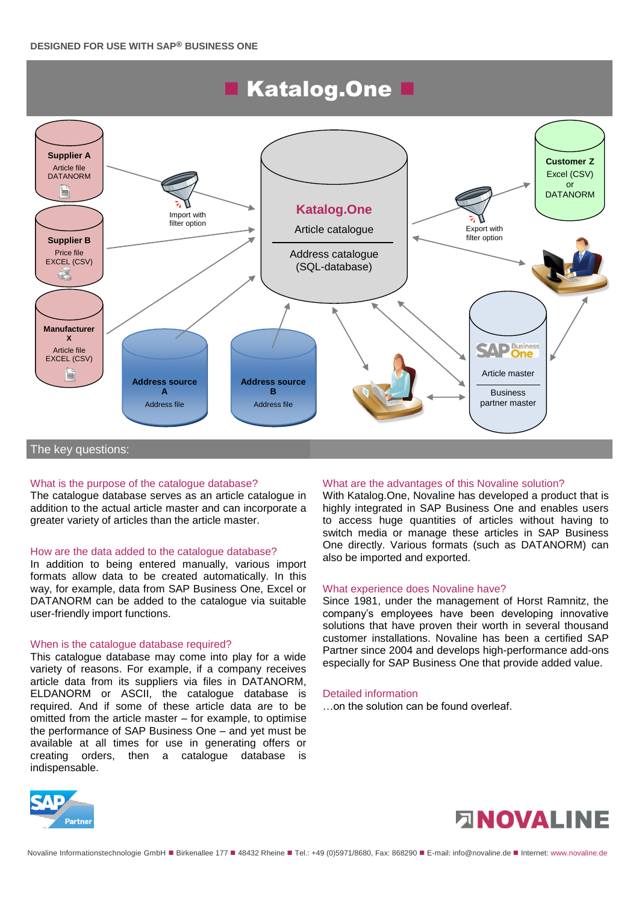DESIGNED FOR USE WITH SAP® BUSINESS ONE

# Katalog.One

Supplier A
Article file
DATANORM

Supplier B
Price file
EXCEL (CSV)

Manufacturer X
Article file
EXCEL (CSV)

Import with filter option

Katalog.One
Article catalogue
Address catalogue (SQL-database)

Export with filter option

Customer Z
Excel (CSV) or DATANORM

Address source A
Address file

Address source B
Address file

SAP Business One
Article master
Business partner master

## The key questions:

### What is the purpose of the catalogue database?

The catalogue database serves as an article catalogue in addition to the actual article master and can incorporate a greater variety of articles than the article master.

### How are the data added to the catalogue database?

In addition to being entered manually, various import formats allow data to be created automatically. In this way, for example, data from SAP Business One, Excel or DATANORM can be added to the catalogue via suitable user-friendly import functions.

### When is the catalogue database required?

This catalogue database may come into play for a wide variety of reasons. For example, if a company receives article data from its suppliers via files in DATANORM, ELDANORM or ASCII, the catalogue database is required. And if some of these article data are to be omitted from the article master – for example, to optimise the performance of SAP Business One – and yet must be available at all times for use in generating offers or creating orders, then a catalogue database is indispensable.

### What are the advantages of this Novaline solution?

With Katalog.One, Novaline has developed a product that is highly integrated in SAP Business One and enables users to access huge quantities of articles without having to switch media or manage these articles in SAP Business One directly. Various formats (such as DATANORM) can also be imported and exported.

### What experience does Novaline have?

Since 1981, under the management of Horst Ramnitz, the company's employees have been developing innovative solutions that have proven their worth in several thousand customer installations. Novaline has been a certified SAP Partner since 2004 and develops high-performance add-ons especially for SAP Business One that provide added value.

### Detailed information

…on the solution can be found overleaf.

SAP Partner

NOVALINE

Novaline Informationstechnologie GmbH ■ Birkenallee 177 ■ 48432 Rheine ■ Tel.: +49 (0)5971/8680, Fax: 868290 ■ E-mail: info@novaline.de ■ Internet: www.novaline.de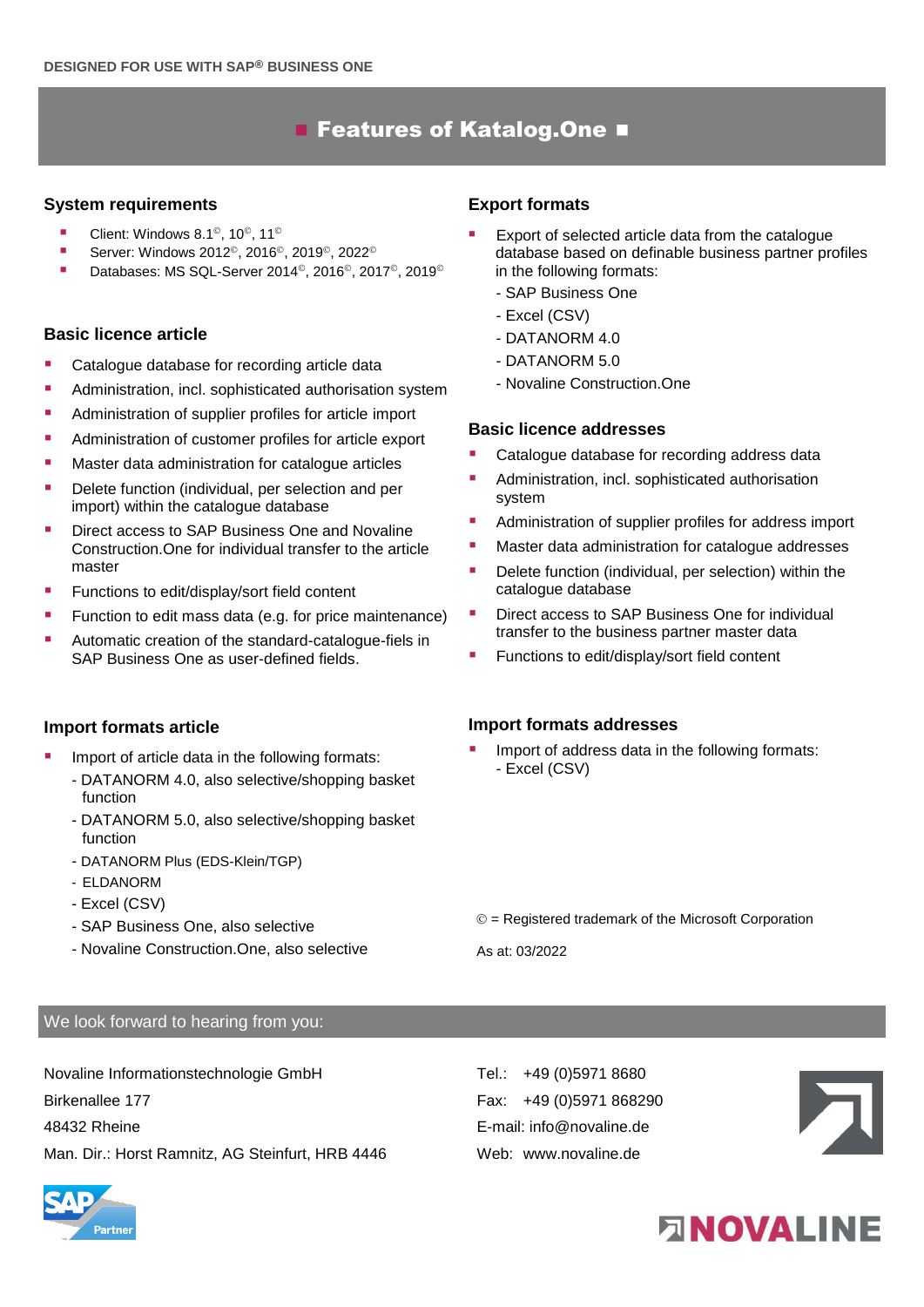DESIGNED FOR USE WITH SAP® BUSINESS ONE

# Features of Katalog.One

## System requirements

- Client: Windows 8.1©, 10©, 11©
- Server: Windows 2012©, 2016©, 2019©, 2022©
- Databases: MS SQL-Server 2014©, 2016©, 2017©, 2019©

## Basic licence article

- Catalogue database for recording article data
- Administration, incl. sophisticated authorisation system
- Administration of supplier profiles for article import
- Administration of customer profiles for article export
- Master data administration for catalogue articles
- Delete function (individual, per selection and per import) within the catalogue database
- Direct access to SAP Business One and Novaline Construction.One for individual transfer to the article master
- Functions to edit/display/sort field content
- Function to edit mass data (e.g. for price maintenance)
- Automatic creation of the standard-catalogue-fiels in SAP Business One as user-defined fields.

## Import formats article

- Import of article data in the following formats:
  - DATANORM 4.0, also selective/shopping basket function
  - DATANORM 5.0, also selective/shopping basket function
  - DATANORM Plus (EDS-Klein/TGP)
  - ELDANORM
  - Excel (CSV)
  - SAP Business One, also selective
  - Novaline Construction.One, also selective

## Export formats

- Export of selected article data from the catalogue database based on definable business partner profiles in the following formats:
  - SAP Business One
  - Excel (CSV)
  - DATANORM 4.0
  - DATANORM 5.0
  - Novaline Construction.One

## Basic licence addresses

- Catalogue database for recording address data
- Administration, incl. sophisticated authorisation system
- Administration of supplier profiles for address import
- Master data administration for catalogue addresses
- Delete function (individual, per selection) within the catalogue database
- Direct access to SAP Business One for individual transfer to the business partner master data
- Functions to edit/display/sort field content

## Import formats addresses

- Import of address data in the following formats:
  - Excel (CSV)

© = Registered trademark of the Microsoft Corporation

As at: 03/2022

## We look forward to hearing from you:

Novaline Informationstechnologie GmbH
Birkenallee 177
48432 Rheine
Man. Dir.: Horst Ramnitz, AG Steinfurt, HRB 4446

Tel.: +49 (0)5971 8680
Fax: +49 (0)5971 868290
E-mail: info@novaline.de
Web: www.novaline.de

SAP Partner

NOVALINE